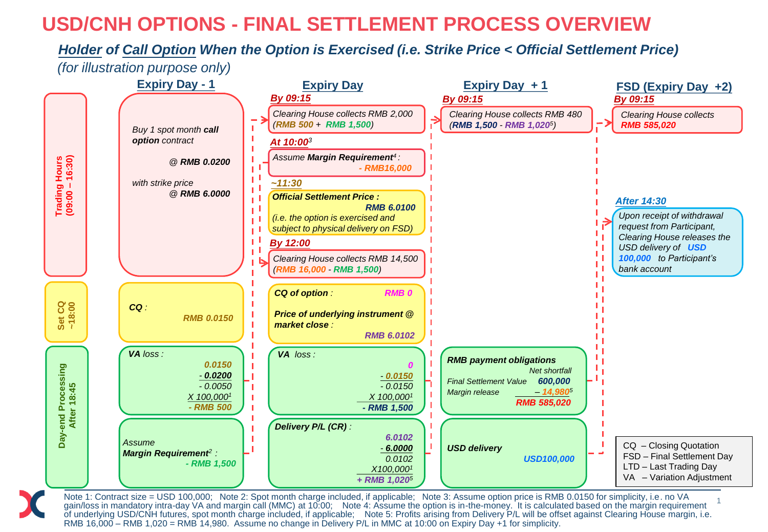# USD/CNH OPTIONS - FINAL SETTLEMENT PROCESS OVERVIEW

## ***Holder of Call Option When the Option is Exercised (i.e. Strike Price < Official Settlement Price)***

*(for illustration purpose only)*

### Expiry Day - 1

**Trading Hours (09:00 – 16:30)**

*Buy 1 spot month **call option** contract*

*@ **RMB 0.0200***

*with strike price*

*@ **RMB 6.0000***

**Set CQ ~18:00**

***CQ**: RMB 0.0150*

**Day-end Processing After 18:45**

***VA** loss:*

$$0.0150 - 0.0200 = -0.0050$$

$$\times 100{,}000^{1}$$

**- RMB 500**

*Assume **Margin Requirement**[2]:* **- RMB 1,500**

### Expiry Day

***By 09:15***

*Clearing House collects RMB 2,000 (**RMB 500** + **RMB 1,500**)*

***At 10:00**[3]*

*Assume **Margin Requirement**[4]:* **- RMB16,000**

***~11:30***

***Official Settlement Price: RMB 6.0100***

*(i.e. the option is exercised and subject to physical delivery on FSD)*

***By 12:00***

*Clearing House collects RMB 14,500 (**RMB 16,000** - **RMB 1,500**)*

***CQ of option**: **RMB 0***

***Price of underlying instrument @ market close**: **RMB 6.0102***

***VA** loss:*

$$0 - 0.0150 = -0.0150$$

$$\times 100{,}000^{1}$$

**- RMB 1,500**

***Delivery P/L (CR)**:*

$$6.0102 - 6.0000 = 0.0102$$

$$\times 100{,}000^{1}$$

**+ RMB 1,020**[5]

### Expiry Day + 1

***By 09:15***

*Clearing House collects RMB 480 (**RMB 1,500** - **RMB 1,020**[5])*

***RMB payment obligations***

| | Net shortfall |
|---|---|
| *Final Settlement Value* | **600,000** |
| *Margin release* | **– 14,980**[5] |
| | **RMB 585,020** |

***USD delivery*** **USD100,000**

### FSD (Expiry Day +2)

***By 09:15***

*Clearing House collects **RMB 585,020***

***After 14:30***

*Upon receipt of withdrawal request from Participant, Clearing House releases the USD delivery of **USD 100,000** to Participant's bank account*

---

CQ – Closing Quotation
FSD – Final Settlement Day
LTD – Last Trading Day
VA – Variation Adjustment

Note 1: Contract size = USD 100,000; Note 2: Spot month charge included, if applicable; Note 3: Assume option price is RMB 0.0150 for simplicity, i.e. no VA gain/loss in mandatory intra-day VA and margin call (MMC) at 10:00; Note 4: Assume the option is in-the-money. It is calculated based on the margin requirement of underlying USD/CNH futures, spot month charge included, if applicable; Note 5: Profits arising from Delivery P/L will be offset against Clearing House margin, i.e. RMB 16,000 – RMB 1,020 = RMB 14,980. Assume no change in Delivery P/L in MMC at 10:00 on Expiry Day +1 for simplicity.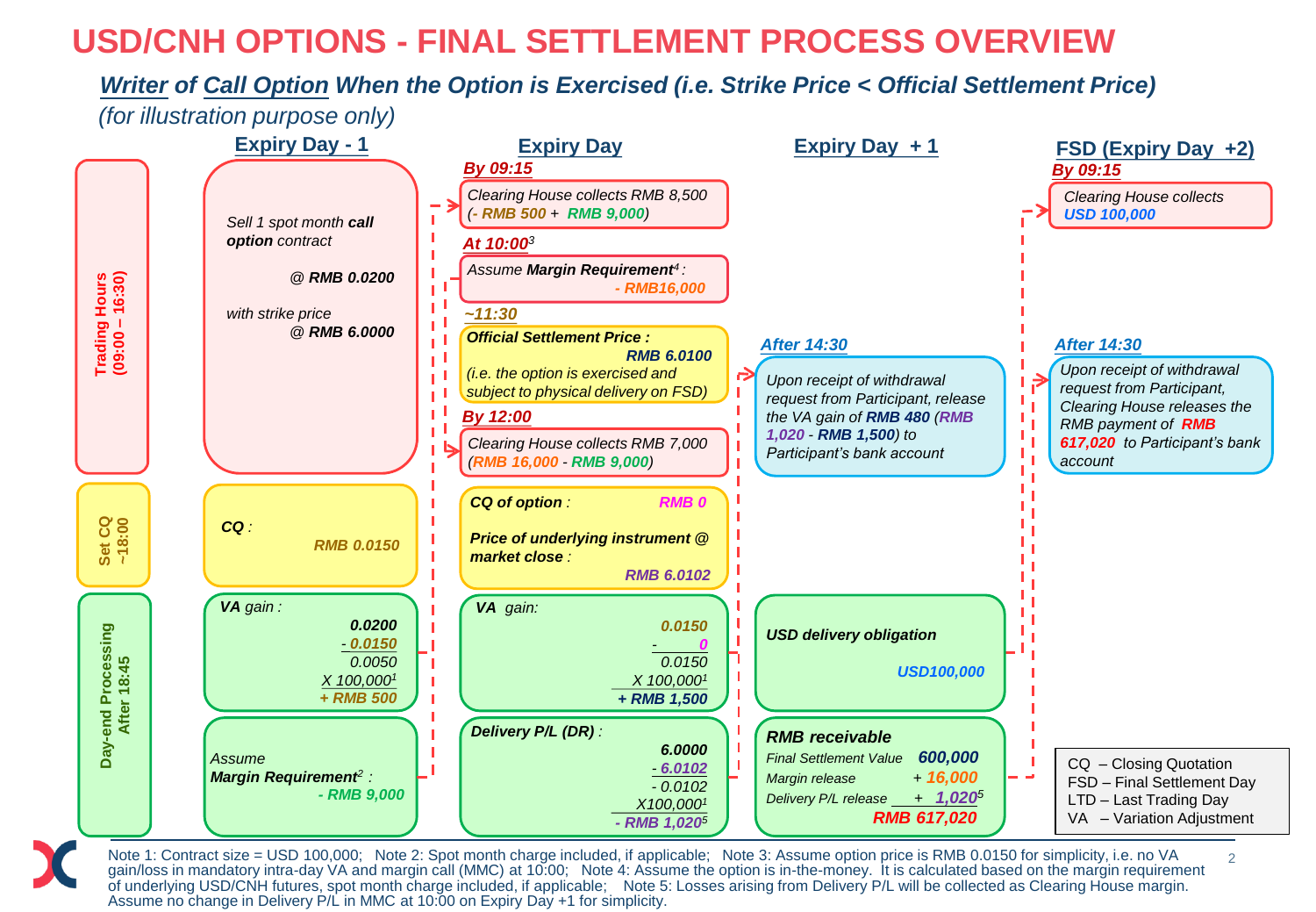# USD/CNH OPTIONS - FINAL SETTLEMENT PROCESS OVERVIEW

## *Writer of Call Option When the Option is Exercised (i.e. Strike Price < Official Settlement Price)*

*(for illustration purpose only)*

### Expiry Day - 1

**Trading Hours (09:00 – 16:30)**

*Sell 1 spot month **call option** contract*

*@ **RMB 0.0200***

*with strike price*

*@ **RMB 6.0000***

**Set CQ ~18:00**

***CQ** :* RMB 0.0150

**Day-end Processing After 18:45**

***VA** gain :*

0.0200
- 0.0150
0.0050
X 100,000[1]
**+ RMB 500**

*Assume **Margin Requirement**[2] :* **- RMB 9,000**

### Expiry Day

**By 09:15**

*Clearing House collects RMB 8,500 (- RMB 500 + RMB 9,000)*

**At 10:00[3]**

*Assume **Margin Requirement**[4] :* **- RMB16,000**

**~11:30**

***Official Settlement Price :*** **RMB 6.0100**

*(i.e. the option is exercised and subject to physical delivery on FSD)*

**By 12:00**

*Clearing House collects RMB 7,000 (RMB 16,000 - RMB 9,000)*

***CQ of option** :* **RMB 0**

***Price of underlying instrument @ market close** :* **RMB 6.0102**

***VA** gain:*

0.0150
- 0
0.0150
X 100,000[1]
**+ RMB 1,500**

***Delivery P/L (DR)** :*

6.0000
- 6.0102
- 0.0102
X100,000[1]
**- RMB 1,020[5]**

### Expiry Day + 1

**After 14:30**

*Upon receipt of withdrawal request from Participant, release the VA gain of **RMB 480** (RMB 1,020 - RMB 1,500) to Participant's bank account*

***USD delivery obligation*** **USD100,000**

***RMB receivable***

| | |
|---|---|
| Final Settlement Value | **600,000** |
| Margin release | + **16,000** |
| Delivery P/L release | + **1,020[5]** |
| | **RMB 617,020** |

### FSD (Expiry Day +2)

**By 09:15**

*Clearing House collects **USD 100,000***

**After 14:30**

*Upon receipt of withdrawal request from Participant, Clearing House releases the RMB payment of **RMB 617,020** to Participant's bank account*

CQ – Closing Quotation
FSD – Final Settlement Day
LTD – Last Trading Day
VA – Variation Adjustment

Note 1: Contract size = USD 100,000; Note 2: Spot month charge included, if applicable; Note 3: Assume option price is RMB 0.0150 for simplicity, i.e. no VA gain/loss in mandatory intra-day VA and margin call (MMC) at 10:00; Note 4: Assume the option is in-the-money. It is calculated based on the margin requirement of underlying USD/CNH futures, spot month charge included, if applicable; Note 5: Losses arising from Delivery P/L will be collected as Clearing House margin. Assume no change in Delivery P/L in MMC at 10:00 on Expiry Day +1 for simplicity.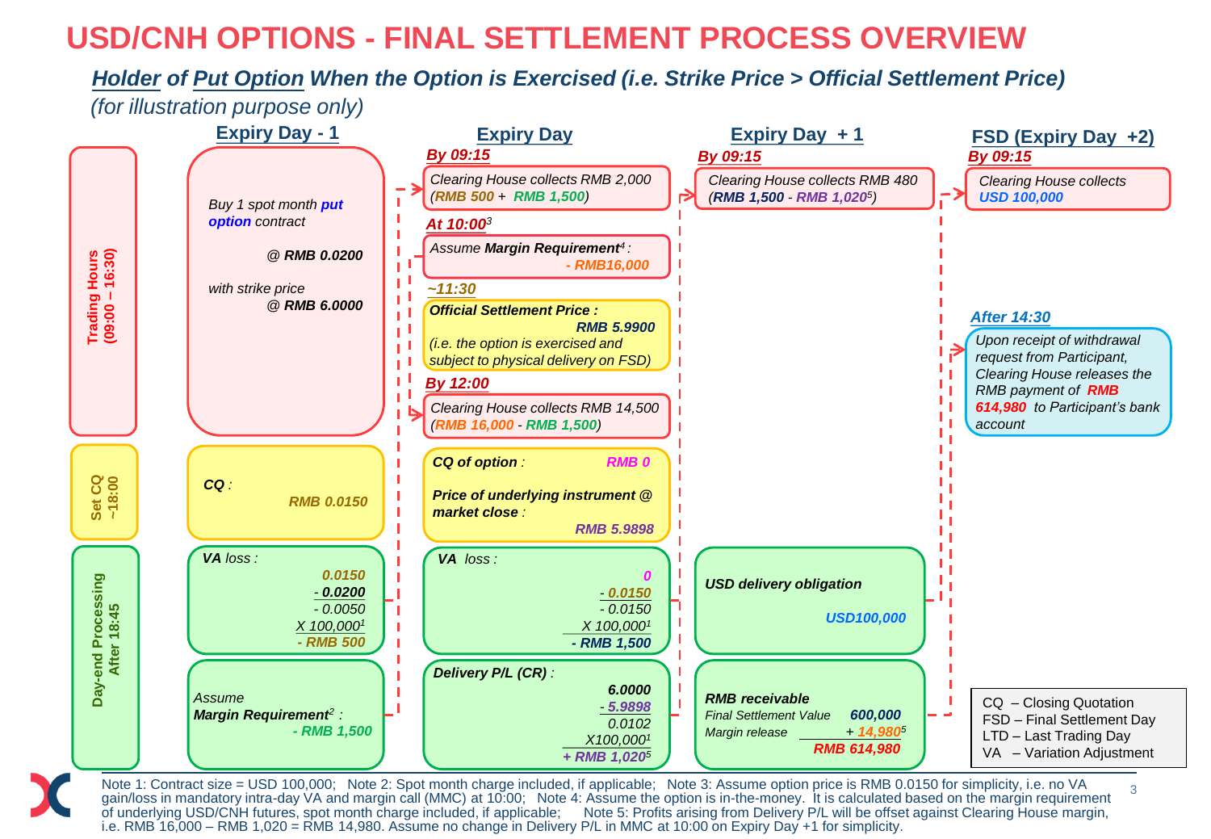# USD/CNH OPTIONS - FINAL SETTLEMENT PROCESS OVERVIEW

### ***Holder of Put Option When the Option is Exercised (i.e. Strike Price > Official Settlement Price)***

*(for illustration purpose only)*

| | Expiry Day - 1 | Expiry Day | Expiry Day + 1 | FSD (Expiry Day +2) |
|---|---|---|---|---|
| **Trading Hours (09:00 – 16:30)** | *Buy 1 spot month **put option** contract*<br>*@ **RMB 0.0200***<br>*with strike price*<br>*@ **RMB 6.0000*** | ***By 09:15***<br>*Clearing House collects RMB 2,000 (**RMB 500** + **RMB 1,500**)*<br><br>***At 10:00***[3]<br>*Assume **Margin Requirement**[4] :*<br>***- RMB16,000***<br><br>***~11:30***<br>***Official Settlement Price :***<br>***RMB 5.9900***<br>*(i.e. the option is exercised and subject to physical delivery on FSD)*<br><br>***By 12:00***<br>*Clearing House collects RMB 14,500 (**RMB 16,000** - **RMB 1,500**)* | ***By 09:15***<br>*Clearing House collects RMB 480 (**RMB 1,500** - **RMB 1,020**[5])* | ***By 09:15***<br>*Clearing House collects **USD 100,000***<br><br>***After 14:30***<br>*Upon receipt of withdrawal request from Participant, Clearing House releases the RMB payment of **RMB 614,980** to Participant's bank account* |
| **Set CQ ~18:00** | ***CQ** :*<br>***RMB 0.0150*** | ***CQ of option** :* ***RMB 0***<br>***Price of underlying instrument @ market close** :*<br>***RMB 5.9898*** | | |
| **Day-end Processing After 18:45** | ***VA** loss :*<br>*0.0150*<br>*- **0.0200***<br>*- 0.0050*<br>*X 100,000*[1]<br>***- RMB 500***<br><br>*Assume*<br>***Margin Requirement**[2] :*<br>***- RMB 1,500*** | ***VA** loss :*<br>***0***<br>*- **0.0150***<br>*- 0.0150*<br>*X 100,000*[1]<br>***- RMB 1,500***<br><br>***Delivery P/L (CR)** :*<br>***6.0000***<br>*- **5.9898***<br>*0.0102*<br>*X100,000*[1]<br>***+ RMB 1,020**[5]* | ***USD delivery obligation***<br>***USD100,000***<br><br>***RMB receivable***<br>*Final Settlement Value* ***600,000***<br>*Margin release* *+ **14,980**[5]*<br>***RMB 614,980*** | |

CQ – Closing Quotation
FSD – Final Settlement Day
LTD – Last Trading Day
VA – Variation Adjustment

Note 1: Contract size = USD 100,000; Note 2: Spot month charge included, if applicable; Note 3: Assume option price is RMB 0.0150 for simplicity, i.e. no VA gain/loss in mandatory intra-day VA and margin call (MMC) at 10:00; Note 4: Assume the option is in-the-money. It is calculated based on the margin requirement of underlying USD/CNH futures, spot month charge included, if applicable; Note 5: Profits arising from Delivery P/L will be offset against Clearing House margin, i.e. RMB 16,000 – RMB 1,020 = RMB 14,980. Assume no change in Delivery P/L in MMC at 10:00 on Expiry Day +1 for simplicity.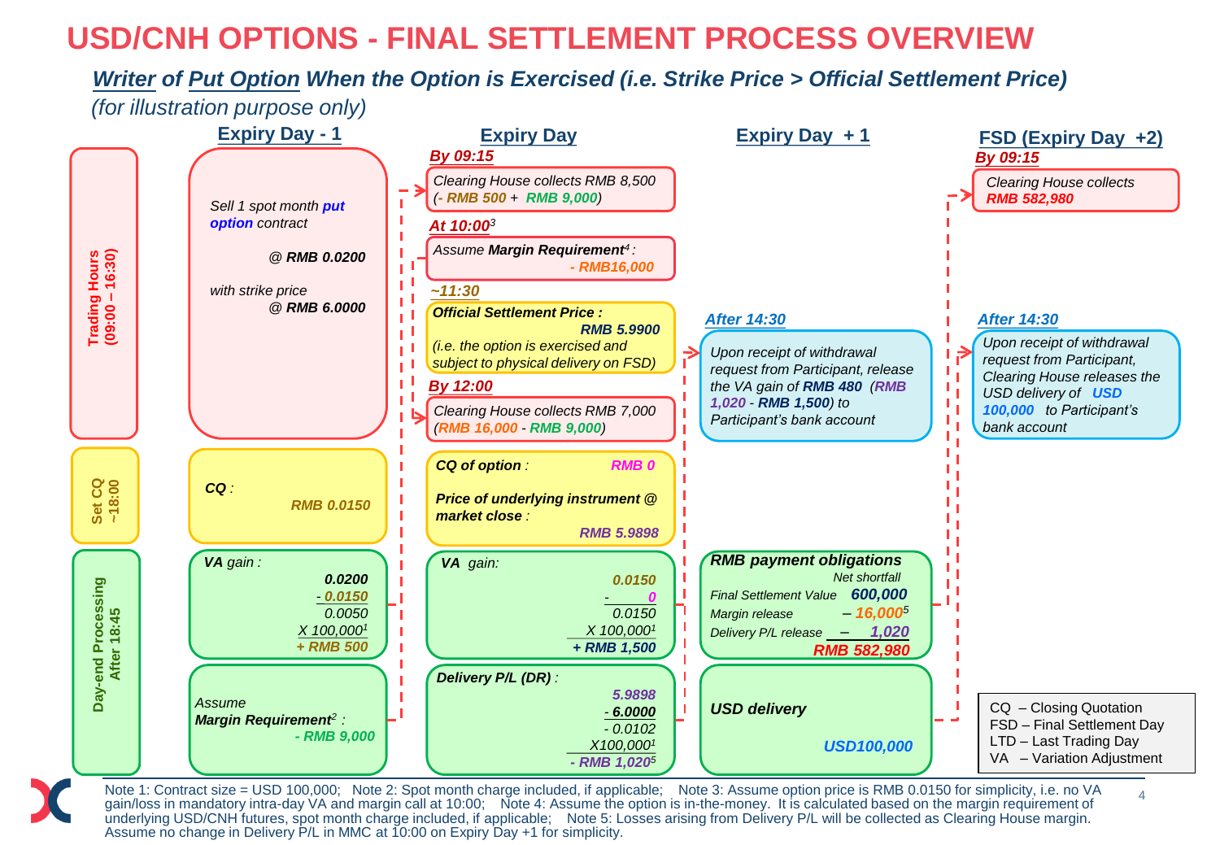# USD/CNH OPTIONS - FINAL SETTLEMENT PROCESS OVERVIEW

## *Writer of Put Option When the Option is Exercised (i.e. Strike Price > Official Settlement Price)*

*(for illustration purpose only)*

### Expiry Day - 1

**Trading Hours (09:00 – 16:30)**

*Sell 1 spot month **put option** contract*

*@ **RMB 0.0200***

*with strike price*

*@ **RMB 6.0000***

**Set CQ ~18:00**

***CQ*** *:* ***RMB 0.0150***

**Day-end Processing After 18:45**

***VA** gain :*

0.0200
\- 0.0150
0.0050
X 100,000[1]
**+ RMB 500**

*Assume **Margin Requirement**[2] :* ***- RMB 9,000***

### Expiry Day

***By 09:15***

*Clearing House collects RMB 8,500 (**- RMB 500** + **RMB 9,000**)*

***At 10:00**[3]*

*Assume **Margin Requirement**[4] :* ***- RMB16,000***

***~11:30***

***Official Settlement Price :*** ***RMB 5.9900***

*(i.e. the option is exercised and subject to physical delivery on FSD)*

***By 12:00***

*Clearing House collects RMB 7,000 (**RMB 16,000** - **RMB 9,000**)*

***CQ of option*** *:* ***RMB 0***

***Price of underlying instrument @ market close*** *:* ***RMB 5.9898***

***VA** gain:*

0.0150
\- 0
0.0150
X 100,000[1]
**+ RMB 1,500**

***Delivery P/L (DR)*** *:*

5.9898
\- 6.0000
\- 0.0102
X100,000[1]
**- RMB 1,020**[5]

### Expiry Day + 1

***After 14:30***

*Upon receipt of withdrawal request from Participant, release the VA gain of **RMB 480** (**RMB 1,020** - **RMB 1,500**) to Participant's bank account*

***RMB payment obligations***

| | Net shortfall |
|---|---|
| Final Settlement Value | 600,000 |
| Margin release | – 16,000[5] |
| Delivery P/L release | – 1,020 |
| | **RMB 582,980** |

***USD delivery*** ***USD100,000***

### FSD (Expiry Day +2)

***By 09:15***

*Clearing House collects **RMB 582,980***

***After 14:30***

*Upon receipt of withdrawal request from Participant, Clearing House releases the USD delivery of **USD 100,000** to Participant's bank account*

CQ – Closing Quotation
FSD – Final Settlement Day
LTD – Last Trading Day
VA – Variation Adjustment

Note 1: Contract size = USD 100,000; Note 2: Spot month charge included, if applicable; Note 3: Assume option price is RMB 0.0150 for simplicity, i.e. no VA gain/loss in mandatory intra-day VA and margin call at 10:00; Note 4: Assume the option is in-the-money. It is calculated based on the margin requirement of underlying USD/CNH futures, spot month charge included, if applicable; Note 5: Losses arising from Delivery P/L will be collected as Clearing House margin. Assume no change in Delivery P/L in MMC at 10:00 on Expiry Day +1 for simplicity.